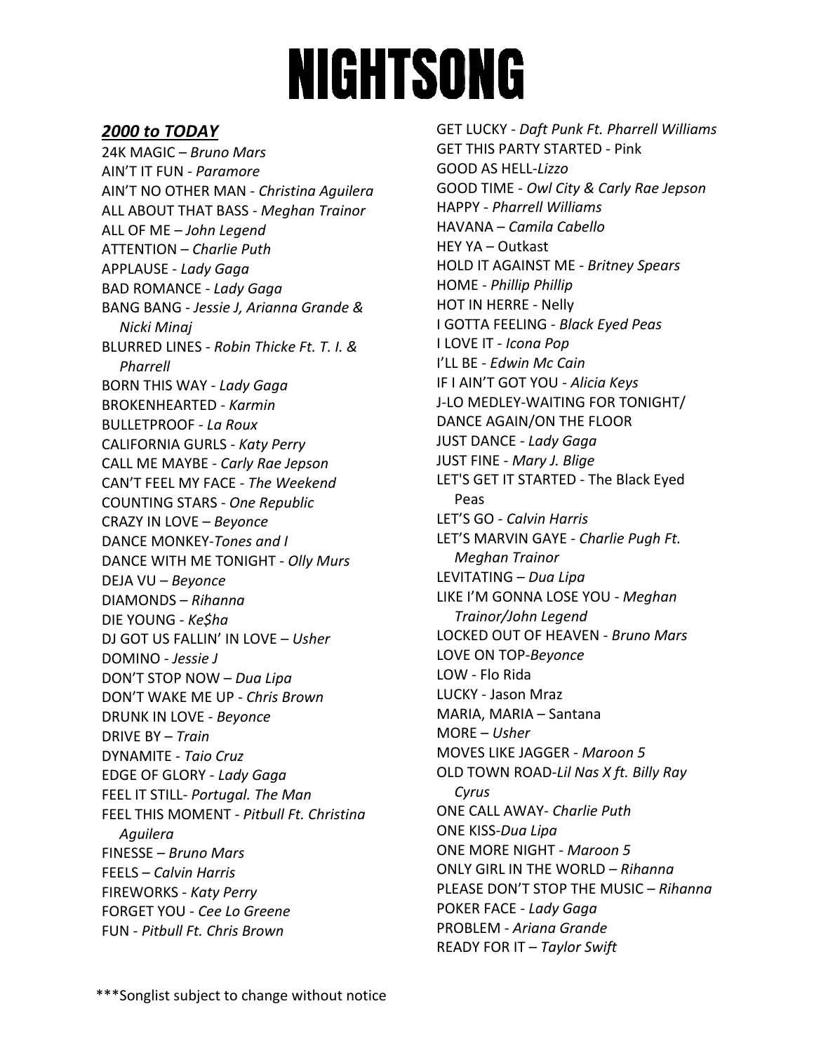# NIGHTSONG

***2000 to TODAY***

24K MAGIC – *Bruno Mars*
AIN'T IT FUN - *Paramore*
AIN'T NO OTHER MAN - *Christina Aguilera*
ALL ABOUT THAT BASS - *Meghan Trainor*
ALL OF ME – *John Legend*
ATTENTION – *Charlie Puth*
APPLAUSE - *Lady Gaga*
BAD ROMANCE - *Lady Gaga*
BANG BANG - *Jessie J, Arianna Grande & Nicki Minaj*
BLURRED LINES - *Robin Thicke Ft. T. I. & Pharrell*
BORN THIS WAY - *Lady Gaga*
BROKENHEARTED - *Karmin*
BULLETPROOF - *La Roux*
CALIFORNIA GURLS - *Katy Perry*
CALL ME MAYBE - *Carly Rae Jepson*
CAN'T FEEL MY FACE - *The Weekend*
COUNTING STARS - *One Republic*
CRAZY IN LOVE – *Beyonce*
DANCE MONKEY-*Tones and I*
DANCE WITH ME TONIGHT - *Olly Murs*
DEJA VU – *Beyonce*
DIAMONDS – *Rihanna*
DIE YOUNG - *Ke$ha*
DJ GOT US FALLIN' IN LOVE – *Usher*
DOMINO - *Jessie J*
DON'T STOP NOW – *Dua Lipa*
DON'T WAKE ME UP - *Chris Brown*
DRUNK IN LOVE - *Beyonce*
DRIVE BY – *Train*
DYNAMITE - *Taio Cruz*
EDGE OF GLORY - *Lady Gaga*
FEEL IT STILL- *Portugal. The Man*
FEEL THIS MOMENT - *Pitbull Ft. Christina Aguilera*
FINESSE – *Bruno Mars*
FEELS – *Calvin Harris*
FIREWORKS - *Katy Perry*
FORGET YOU - *Cee Lo Greene*
FUN - *Pitbull Ft. Chris Brown*
GET LUCKY - *Daft Punk Ft. Pharrell Williams*
GET THIS PARTY STARTED - Pink
GOOD AS HELL-*Lizzo*
GOOD TIME - *Owl City & Carly Rae Jepson*
HAPPY - *Pharrell Williams*
HAVANA – *Camila Cabello*
HEY YA – Outkast
HOLD IT AGAINST ME - *Britney Spears*
HOME - *Phillip Phillip*
HOT IN HERRE - Nelly
I GOTTA FEELING - *Black Eyed Peas*
I LOVE IT - *Icona Pop*
I'LL BE - *Edwin Mc Cain*
IF I AIN'T GOT YOU - *Alicia Keys*
J-LO MEDLEY-WAITING FOR TONIGHT/ DANCE AGAIN/ON THE FLOOR
JUST DANCE - *Lady Gaga*
JUST FINE - *Mary J. Blige*
LET'S GET IT STARTED - The Black Eyed Peas
LET'S GO - *Calvin Harris*
LET'S MARVIN GAYE - *Charlie Pugh Ft. Meghan Trainor*
LEVITATING – *Dua Lipa*
LIKE I'M GONNA LOSE YOU - *Meghan Trainor/John Legend*
LOCKED OUT OF HEAVEN - *Bruno Mars*
LOVE ON TOP-*Beyonce*
LOW - Flo Rida
LUCKY - Jason Mraz
MARIA, MARIA – Santana
MORE – *Usher*
MOVES LIKE JAGGER - *Maroon 5*
OLD TOWN ROAD-*Lil Nas X ft. Billy Ray Cyrus*
ONE CALL AWAY- *Charlie Puth*
ONE KISS-*Dua Lipa*
ONE MORE NIGHT - *Maroon 5*
ONLY GIRL IN THE WORLD – *Rihanna*
PLEASE DON'T STOP THE MUSIC – *Rihanna*
POKER FACE - *Lady Gaga*
PROBLEM - *Ariana Grande*
READY FOR IT – *Taylor Swift*

***Songlist subject to change without notice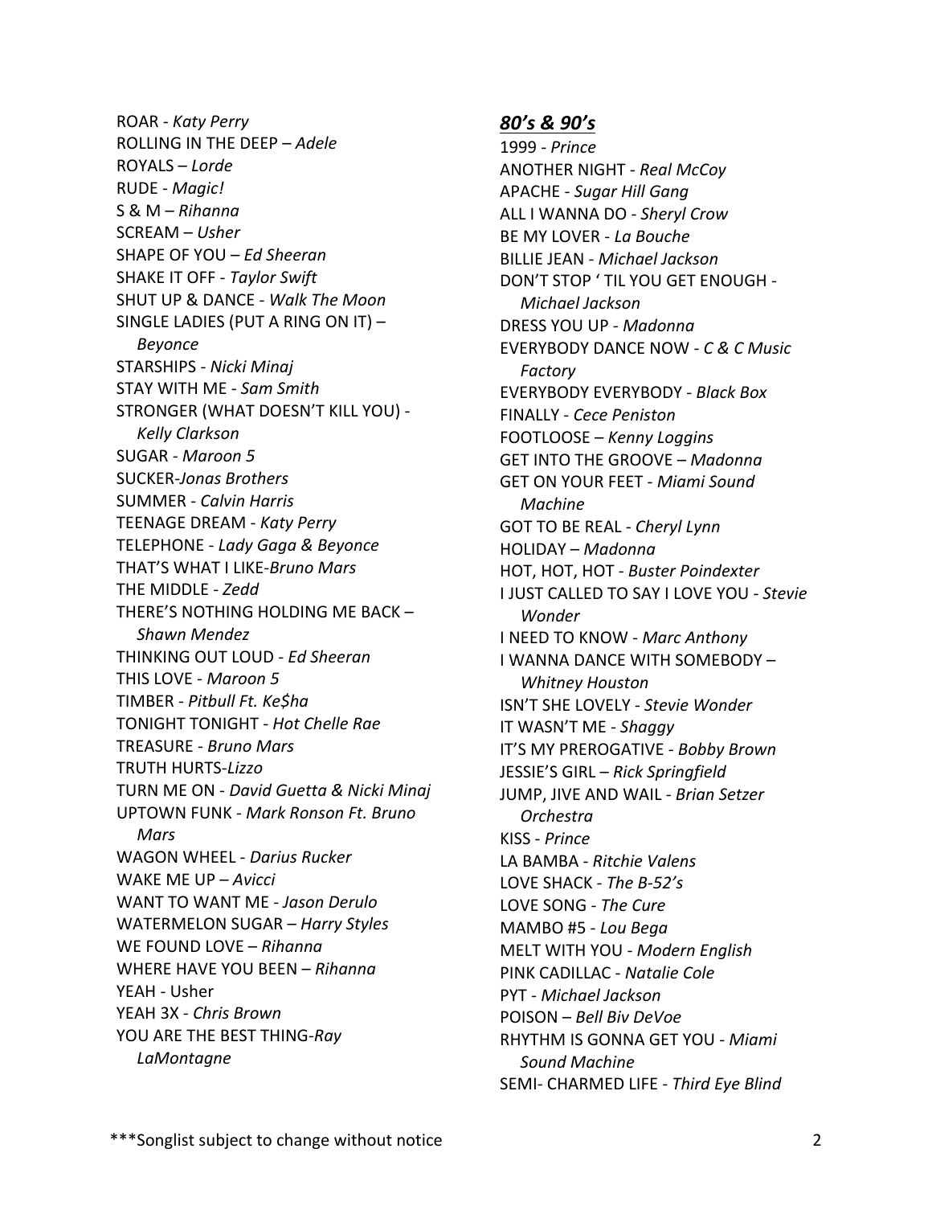ROAR - *Katy Perry*
ROLLING IN THE DEEP – *Adele*
ROYALS – *Lorde*
RUDE - *Magic!*
S & M – *Rihanna*
SCREAM – *Usher*
SHAPE OF YOU – *Ed Sheeran*
SHAKE IT OFF - *Taylor Swift*
SHUT UP & DANCE - *Walk The Moon*
SINGLE LADIES (PUT A RING ON IT) – *Beyonce*
STARSHIPS - *Nicki Minaj*
STAY WITH ME - *Sam Smith*
STRONGER (WHAT DOESN'T KILL YOU) - *Kelly Clarkson*
SUGAR - *Maroon 5*
SUCKER-*Jonas Brothers*
SUMMER - *Calvin Harris*
TEENAGE DREAM - *Katy Perry*
TELEPHONE - *Lady Gaga & Beyonce*
THAT'S WHAT I LIKE-*Bruno Mars*
THE MIDDLE - *Zedd*
THERE'S NOTHING HOLDING ME BACK – *Shawn Mendez*
THINKING OUT LOUD - *Ed Sheeran*
THIS LOVE - *Maroon 5*
TIMBER - *Pitbull Ft. Ke$ha*
TONIGHT TONIGHT - *Hot Chelle Rae*
TREASURE - *Bruno Mars*
TRUTH HURTS-*Lizzo*
TURN ME ON - *David Guetta & Nicki Minaj*
UPTOWN FUNK - *Mark Ronson Ft. Bruno Mars*
WAGON WHEEL - *Darius Rucker*
WAKE ME UP – *Avicci*
WANT TO WANT ME - *Jason Derulo*
WATERMELON SUGAR – *Harry Styles*
WE FOUND LOVE – *Rihanna*
WHERE HAVE YOU BEEN – *Rihanna*
YEAH - Usher
YEAH 3X - *Chris Brown*
YOU ARE THE BEST THING-*Ray LaMontagne*

## ***80's & 90's***

1999 - *Prince*
ANOTHER NIGHT - *Real McCoy*
APACHE - *Sugar Hill Gang*
ALL I WANNA DO - *Sheryl Crow*
BE MY LOVER - *La Bouche*
BILLIE JEAN - *Michael Jackson*
DON'T STOP ' TIL YOU GET ENOUGH - *Michael Jackson*
DRESS YOU UP - *Madonna*
EVERYBODY DANCE NOW - *C & C Music Factory*
EVERYBODY EVERYBODY - *Black Box*
FINALLY - *Cece Peniston*
FOOTLOOSE – *Kenny Loggins*
GET INTO THE GROOVE – *Madonna*
GET ON YOUR FEET - *Miami Sound Machine*
GOT TO BE REAL - *Cheryl Lynn*
HOLIDAY – *Madonna*
HOT, HOT, HOT - *Buster Poindexter*
I JUST CALLED TO SAY I LOVE YOU - *Stevie Wonder*
I NEED TO KNOW - *Marc Anthony*
I WANNA DANCE WITH SOMEBODY – *Whitney Houston*
ISN'T SHE LOVELY - *Stevie Wonder*
IT WASN'T ME - *Shaggy*
IT'S MY PREROGATIVE - *Bobby Brown*
JESSIE'S GIRL – *Rick Springfield*
JUMP, JIVE AND WAIL - *Brian Setzer Orchestra*
KISS - *Prince*
LA BAMBA - *Ritchie Valens*
LOVE SHACK - *The B-52's*
LOVE SONG - *The Cure*
MAMBO #5 - *Lou Bega*
MELT WITH YOU - *Modern English*
PINK CADILLAC - *Natalie Cole*
PYT - *Michael Jackson*
POISON – *Bell Biv DeVoe*
RHYTHM IS GONNA GET YOU - *Miami Sound Machine*
SEMI- CHARMED LIFE - *Third Eye Blind*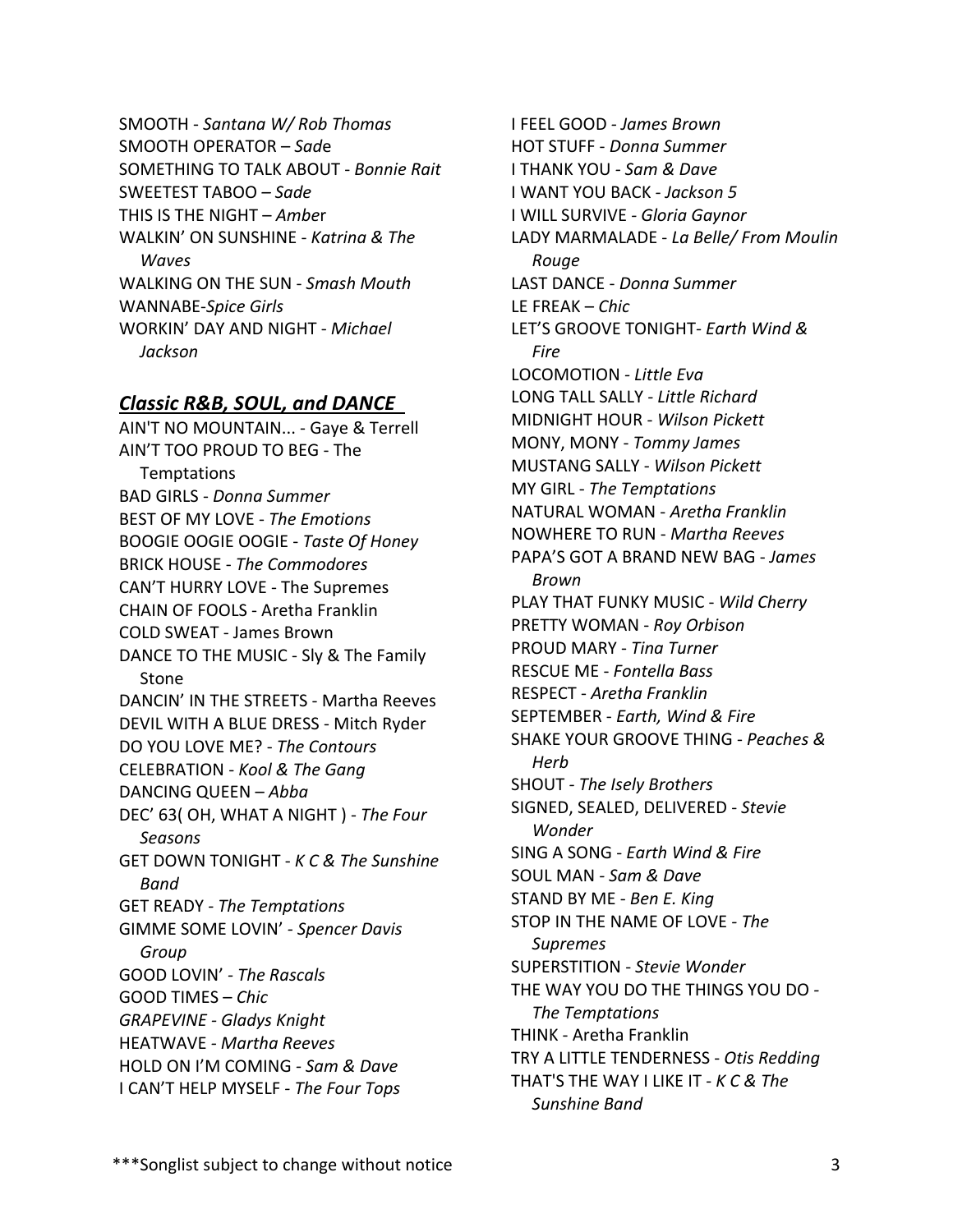SMOOTH - *Santana W/ Rob Thomas*
SMOOTH OPERATOR – *Sade*
SOMETHING TO TALK ABOUT - *Bonnie Rait*
SWEETEST TABOO – *Sade*
THIS IS THE NIGHT – *Amber*
WALKIN' ON SUNSHINE - *Katrina & The Waves*
WALKING ON THE SUN - *Smash Mouth*
WANNABE-*Spice Girls*
WORKIN' DAY AND NIGHT - *Michael Jackson*

## ***Classic R&B, SOUL, and DANCE***

AIN'T NO MOUNTAIN... - Gaye & Terrell
AIN'T TOO PROUD TO BEG - The Temptations
BAD GIRLS - *Donna Summer*
BEST OF MY LOVE - *The Emotions*
BOOGIE OOGIE OOGIE - *Taste Of Honey*
BRICK HOUSE - *The Commodores*
CAN'T HURRY LOVE - The Supremes
CHAIN OF FOOLS - Aretha Franklin
COLD SWEAT - James Brown
DANCE TO THE MUSIC - Sly & The Family Stone
DANCIN' IN THE STREETS - Martha Reeves
DEVIL WITH A BLUE DRESS - Mitch Ryder
DO YOU LOVE ME? - *The Contours*
CELEBRATION - *Kool & The Gang*
DANCING QUEEN – *Abba*
DEC' 63( OH, WHAT A NIGHT ) - *The Four Seasons*
GET DOWN TONIGHT - *K C & The Sunshine Band*
GET READY - *The Temptations*
GIMME SOME LOVIN' - *Spencer Davis Group*
GOOD LOVIN' - *The Rascals*
GOOD TIMES – *Chic*
*GRAPEVINE - Gladys Knight*
HEATWAVE - *Martha Reeves*
HOLD ON I'M COMING - *Sam & Dave*
I CAN'T HELP MYSELF - *The Four Tops*
I FEEL GOOD - *James Brown*
HOT STUFF - *Donna Summer*
I THANK YOU - *Sam & Dave*
I WANT YOU BACK - *Jackson 5*
I WILL SURVIVE - *Gloria Gaynor*
LADY MARMALADE - *La Belle/ From Moulin Rouge*
LAST DANCE - *Donna Summer*
LE FREAK – *Chic*
LET'S GROOVE TONIGHT- *Earth Wind & Fire*
LOCOMOTION - *Little Eva*
LONG TALL SALLY - *Little Richard*
MIDNIGHT HOUR - *Wilson Pickett*
MONY, MONY - *Tommy James*
MUSTANG SALLY - *Wilson Pickett*
MY GIRL - *The Temptations*
NATURAL WOMAN - *Aretha Franklin*
NOWHERE TO RUN - *Martha Reeves*
PAPA'S GOT A BRAND NEW BAG - *James Brown*
PLAY THAT FUNKY MUSIC - *Wild Cherry*
PRETTY WOMAN - *Roy Orbison*
PROUD MARY - *Tina Turner*
RESCUE ME - *Fontella Bass*
RESPECT - *Aretha Franklin*
SEPTEMBER - *Earth, Wind & Fire*
SHAKE YOUR GROOVE THING - *Peaches & Herb*
SHOUT - *The Isely Brothers*
SIGNED, SEALED, DELIVERED - *Stevie Wonder*
SING A SONG - *Earth Wind & Fire*
SOUL MAN - *Sam & Dave*
STAND BY ME - *Ben E. King*
STOP IN THE NAME OF LOVE - *The Supremes*
SUPERSTITION - *Stevie Wonder*
THE WAY YOU DO THE THINGS YOU DO - *The Temptations*
THINK - Aretha Franklin
TRY A LITTLE TENDERNESS - *Otis Redding*
THAT'S THE WAY I LIKE IT - *K C & The Sunshine Band*

***Songlist subject to change without notice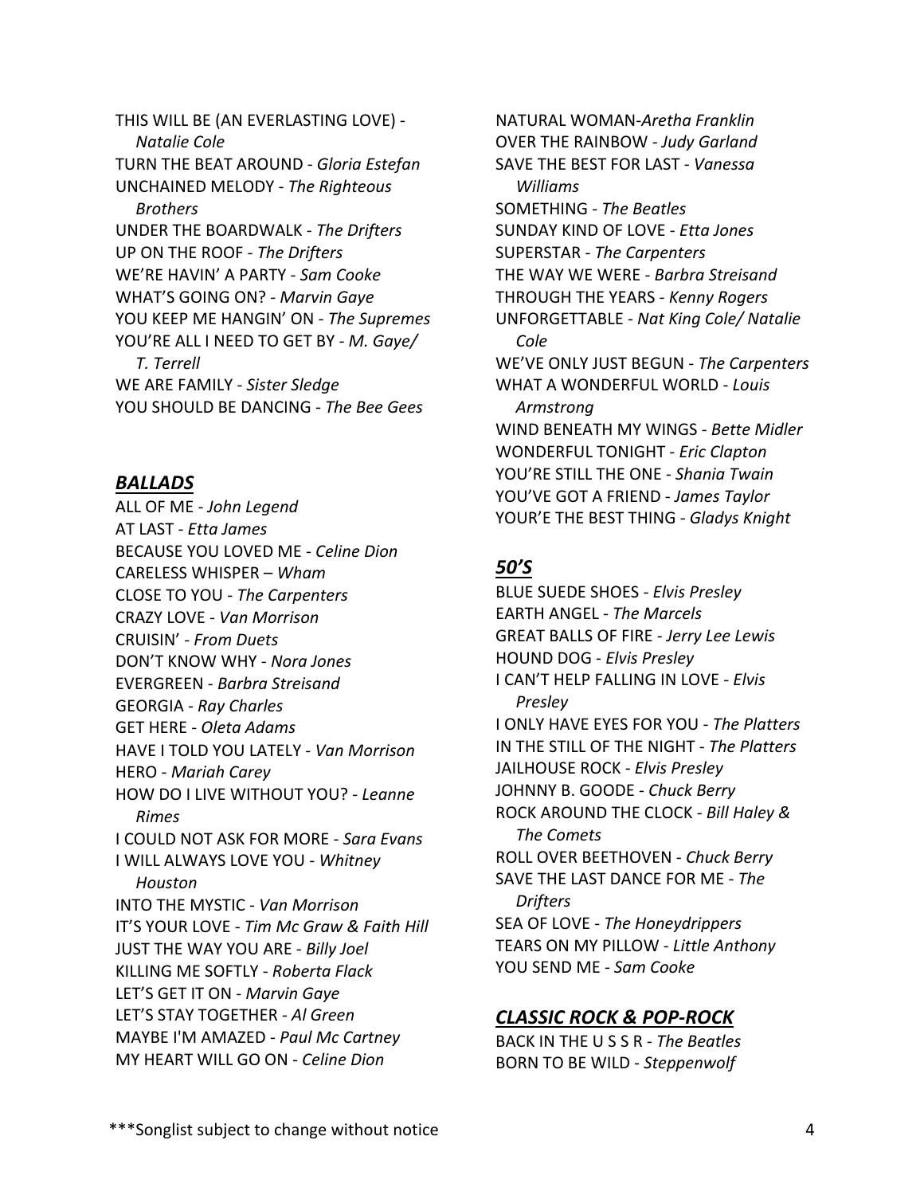THIS WILL BE (AN EVERLASTING LOVE) - *Natalie Cole*
TURN THE BEAT AROUND - *Gloria Estefan*
UNCHAINED MELODY - *The Righteous Brothers*
UNDER THE BOARDWALK - *The Drifters*
UP ON THE ROOF - *The Drifters*
WE'RE HAVIN' A PARTY - *Sam Cooke*
WHAT'S GOING ON? - *Marvin Gaye*
YOU KEEP ME HANGIN' ON - *The Supremes*
YOU'RE ALL I NEED TO GET BY - *M. Gaye/ T. Terrell*
WE ARE FAMILY - *Sister Sledge*
YOU SHOULD BE DANCING - *The Bee Gees*

## ***BALLADS***

ALL OF ME - *John Legend*
AT LAST - *Etta James*
BECAUSE YOU LOVED ME - *Celine Dion*
CARELESS WHISPER – *Wham*
CLOSE TO YOU - *The Carpenters*
CRAZY LOVE - *Van Morrison*
CRUISIN' - *From Duets*
DON'T KNOW WHY - *Nora Jones*
EVERGREEN - *Barbra Streisand*
GEORGIA - *Ray Charles*
GET HERE - *Oleta Adams*
HAVE I TOLD YOU LATELY - *Van Morrison*
HERO - *Mariah Carey*
HOW DO I LIVE WITHOUT YOU? - *Leanne Rimes*
I COULD NOT ASK FOR MORE - *Sara Evans*
I WILL ALWAYS LOVE YOU - *Whitney Houston*
INTO THE MYSTIC - *Van Morrison*
IT'S YOUR LOVE - *Tim Mc Graw & Faith Hill*
JUST THE WAY YOU ARE - *Billy Joel*
KILLING ME SOFTLY - *Roberta Flack*
LET'S GET IT ON - *Marvin Gaye*
LET'S STAY TOGETHER - *Al Green*
MAYBE I'M AMAZED - *Paul Mc Cartney*
MY HEART WILL GO ON - *Celine Dion*
NATURAL WOMAN-*Aretha Franklin*
OVER THE RAINBOW - *Judy Garland*
SAVE THE BEST FOR LAST - *Vanessa Williams*
SOMETHING - *The Beatles*
SUNDAY KIND OF LOVE - *Etta Jones*
SUPERSTAR - *The Carpenters*
THE WAY WE WERE - *Barbra Streisand*
THROUGH THE YEARS - *Kenny Rogers*
UNFORGETTABLE - *Nat King Cole/ Natalie Cole*
WE'VE ONLY JUST BEGUN - *The Carpenters*
WHAT A WONDERFUL WORLD - *Louis Armstrong*
WIND BENEATH MY WINGS - *Bette Midler*
WONDERFUL TONIGHT - *Eric Clapton*
YOU'RE STILL THE ONE - *Shania Twain*
YOU'VE GOT A FRIEND - *James Taylor*
YOUR'E THE BEST THING - *Gladys Knight*

## ***50'S***

BLUE SUEDE SHOES - *Elvis Presley*
EARTH ANGEL - *The Marcels*
GREAT BALLS OF FIRE - *Jerry Lee Lewis*
HOUND DOG - *Elvis Presley*
I CAN'T HELP FALLING IN LOVE - *Elvis Presley*
I ONLY HAVE EYES FOR YOU - *The Platters*
IN THE STILL OF THE NIGHT - *The Platters*
JAILHOUSE ROCK - *Elvis Presley*
JOHNNY B. GOODE - *Chuck Berry*
ROCK AROUND THE CLOCK - *Bill Haley & The Comets*
ROLL OVER BEETHOVEN - *Chuck Berry*
SAVE THE LAST DANCE FOR ME - *The Drifters*
SEA OF LOVE - *The Honeydrippers*
TEARS ON MY PILLOW - *Little Anthony*
YOU SEND ME - *Sam Cooke*

## ***CLASSIC ROCK & POP-ROCK***

BACK IN THE U S S R - *The Beatles*
BORN TO BE WILD - *Steppenwolf*

***Songlist subject to change without notice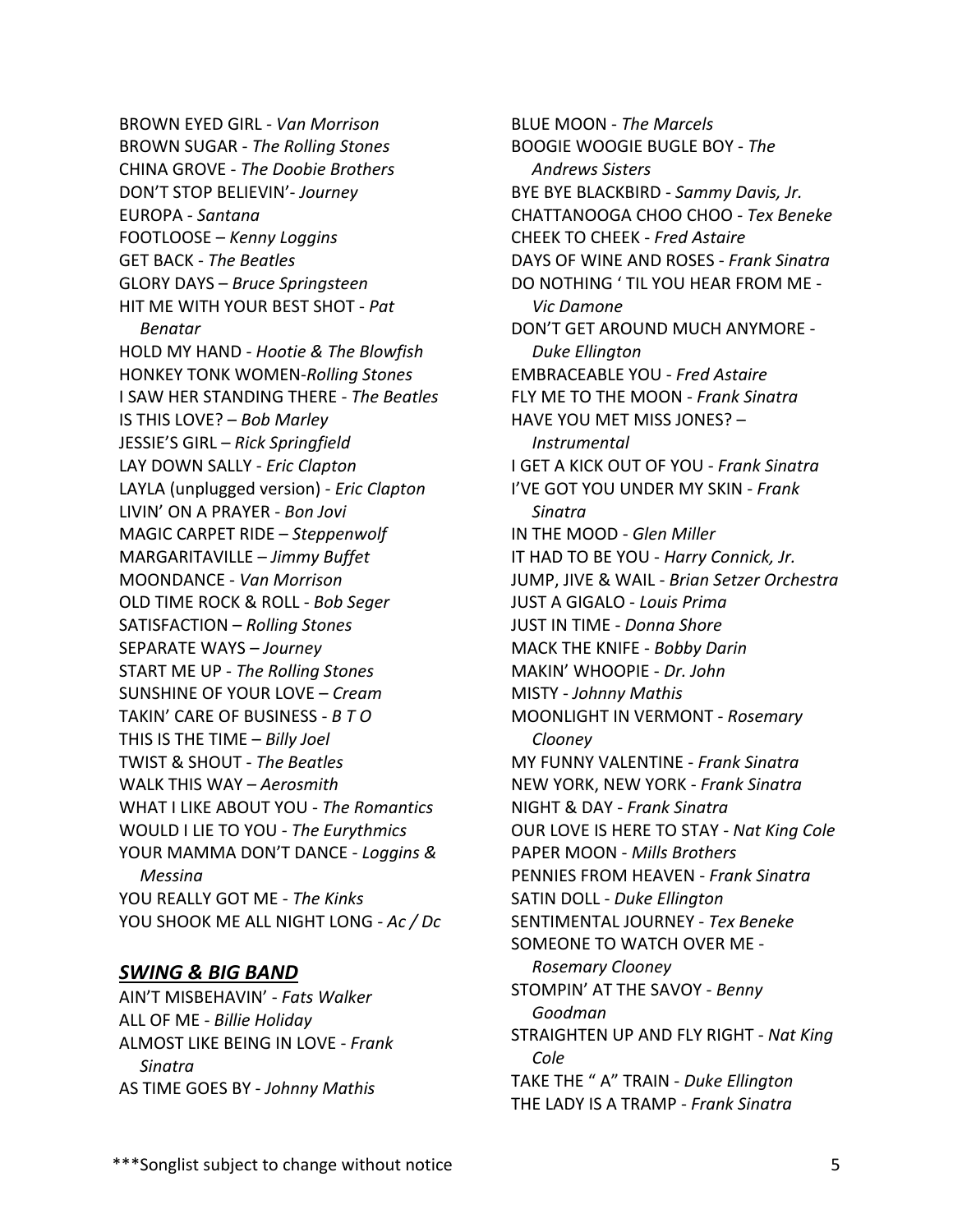BROWN EYED GIRL - *Van Morrison*
BROWN SUGAR - *The Rolling Stones*
CHINA GROVE - *The Doobie Brothers*
DON'T STOP BELIEVIN'- *Journey*
EUROPA - *Santana*
FOOTLOOSE – *Kenny Loggins*
GET BACK - *The Beatles*
GLORY DAYS – *Bruce Springsteen*
HIT ME WITH YOUR BEST SHOT - *Pat Benatar*
HOLD MY HAND - *Hootie & The Blowfish*
HONKEY TONK WOMEN-*Rolling Stones*
I SAW HER STANDING THERE - *The Beatles*
IS THIS LOVE? – *Bob Marley*
JESSIE'S GIRL – *Rick Springfield*
LAY DOWN SALLY - *Eric Clapton*
LAYLA (unplugged version) - *Eric Clapton*
LIVIN' ON A PRAYER - *Bon Jovi*
MAGIC CARPET RIDE – *Steppenwolf*
MARGARITAVILLE – *Jimmy Buffet*
MOONDANCE - *Van Morrison*
OLD TIME ROCK & ROLL - *Bob Seger*
SATISFACTION – *Rolling Stones*
SEPARATE WAYS – *Journey*
START ME UP - *The Rolling Stones*
SUNSHINE OF YOUR LOVE – *Cream*
TAKIN' CARE OF BUSINESS - *B T O*
THIS IS THE TIME – *Billy Joel*
TWIST & SHOUT - *The Beatles*
WALK THIS WAY – *Aerosmith*
WHAT I LIKE ABOUT YOU - *The Romantics*
WOULD I LIE TO YOU - *The Eurythmics*
YOUR MAMMA DON'T DANCE - *Loggins & Messina*
YOU REALLY GOT ME - *The Kinks*
YOU SHOOK ME ALL NIGHT LONG - *Ac / Dc*

## ***SWING & BIG BAND***

AIN'T MISBEHAVIN' - *Fats Walker*
ALL OF ME - *Billie Holiday*
ALMOST LIKE BEING IN LOVE - *Frank Sinatra*
AS TIME GOES BY - *Johnny Mathis*
BLUE MOON - *The Marcels*
BOOGIE WOOGIE BUGLE BOY - *The Andrews Sisters*
BYE BYE BLACKBIRD - *Sammy Davis, Jr.*
CHATTANOOGA CHOO CHOO - *Tex Beneke*
CHEEK TO CHEEK - *Fred Astaire*
DAYS OF WINE AND ROSES - *Frank Sinatra*
DO NOTHING ' TIL YOU HEAR FROM ME - *Vic Damone*
DON'T GET AROUND MUCH ANYMORE - *Duke Ellington*
EMBRACEABLE YOU - *Fred Astaire*
FLY ME TO THE MOON - *Frank Sinatra*
HAVE YOU MET MISS JONES? – *Instrumental*
I GET A KICK OUT OF YOU - *Frank Sinatra*
I'VE GOT YOU UNDER MY SKIN - *Frank Sinatra*
IN THE MOOD - *Glen Miller*
IT HAD TO BE YOU - *Harry Connick, Jr.*
JUMP, JIVE & WAIL - *Brian Setzer Orchestra*
JUST A GIGALO - *Louis Prima*
JUST IN TIME - *Donna Shore*
MACK THE KNIFE - *Bobby Darin*
MAKIN' WHOOPIE - *Dr. John*
MISTY - *Johnny Mathis*
MOONLIGHT IN VERMONT - *Rosemary Clooney*
MY FUNNY VALENTINE - *Frank Sinatra*
NEW YORK, NEW YORK - *Frank Sinatra*
NIGHT & DAY - *Frank Sinatra*
OUR LOVE IS HERE TO STAY - *Nat King Cole*
PAPER MOON - *Mills Brothers*
PENNIES FROM HEAVEN - *Frank Sinatra*
SATIN DOLL - *Duke Ellington*
SENTIMENTAL JOURNEY - *Tex Beneke*
SOMEONE TO WATCH OVER ME - *Rosemary Clooney*
STOMPIN' AT THE SAVOY - *Benny Goodman*
STRAIGHTEN UP AND FLY RIGHT - *Nat King Cole*
TAKE THE " A" TRAIN - *Duke Ellington*
THE LADY IS A TRAMP - *Frank Sinatra*

***Songlist subject to change without notice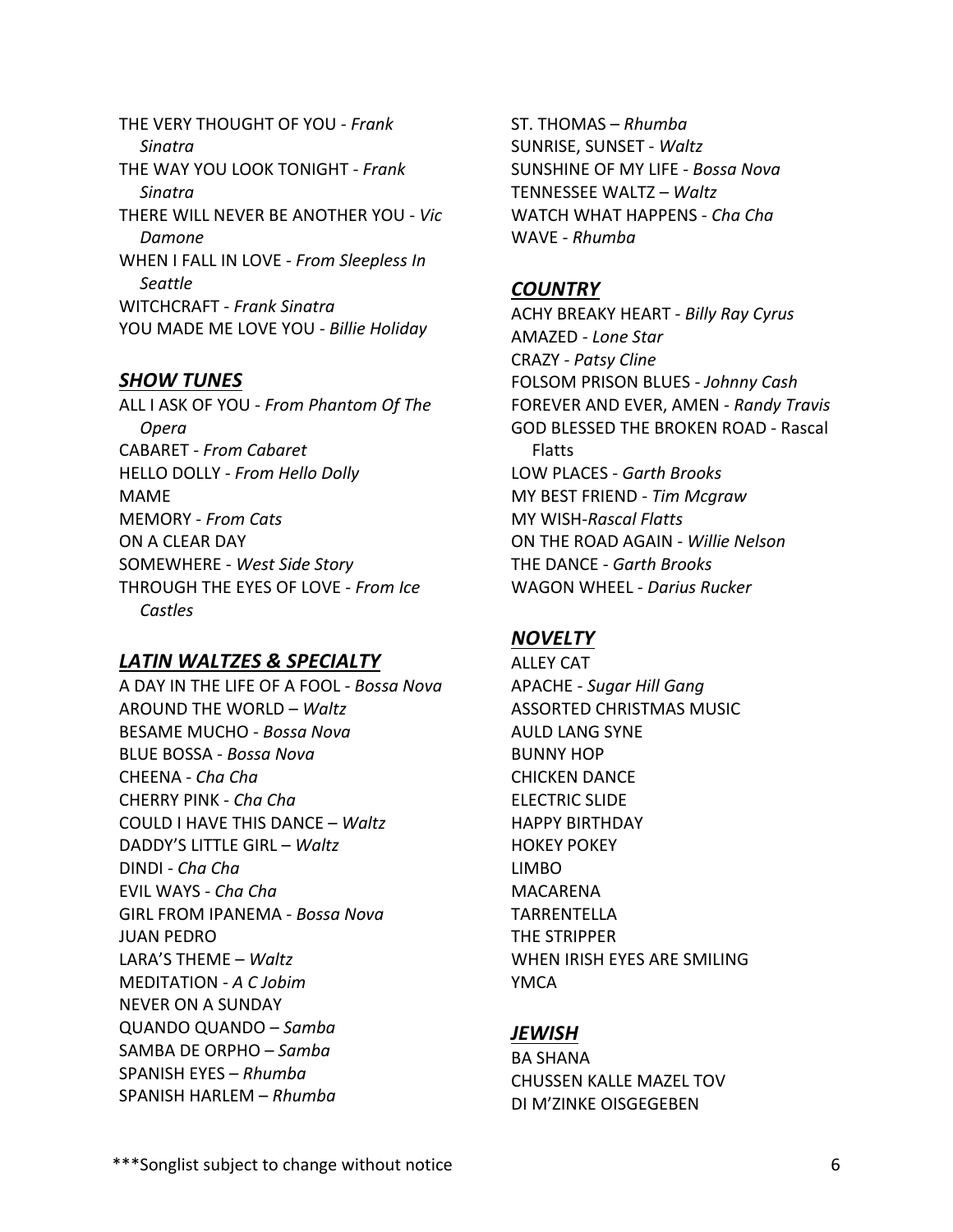THE VERY THOUGHT OF YOU - *Frank Sinatra*
THE WAY YOU LOOK TONIGHT - *Frank Sinatra*
THERE WILL NEVER BE ANOTHER YOU - *Vic Damone*
WHEN I FALL IN LOVE - *From Sleepless In Seattle*
WITCHCRAFT - *Frank Sinatra*
YOU MADE ME LOVE YOU - *Billie Holiday*

## *SHOW TUNES*

ALL I ASK OF YOU - *From Phantom Of The Opera*
CABARET - *From Cabaret*
HELLO DOLLY - *From Hello Dolly*
MAME
MEMORY - *From Cats*
ON A CLEAR DAY
SOMEWHERE - *West Side Story*
THROUGH THE EYES OF LOVE - *From Ice Castles*

## *LATIN WALTZES & SPECIALTY*

A DAY IN THE LIFE OF A FOOL - *Bossa Nova*
AROUND THE WORLD – *Waltz*
BESAME MUCHO - *Bossa Nova*
BLUE BOSSA - *Bossa Nova*
CHEENA - *Cha Cha*
CHERRY PINK - *Cha Cha*
COULD I HAVE THIS DANCE – *Waltz*
DADDY'S LITTLE GIRL – *Waltz*
DINDI - *Cha Cha*
EVIL WAYS - *Cha Cha*
GIRL FROM IPANEMA - *Bossa Nova*
JUAN PEDRO
LARA'S THEME – *Waltz*
MEDITATION - *A C Jobim*
NEVER ON A SUNDAY
QUANDO QUANDO – *Samba*
SAMBA DE ORPHO – *Samba*
SPANISH EYES – *Rhumba*
SPANISH HARLEM – *Rhumba*
ST. THOMAS – *Rhumba*
SUNRISE, SUNSET - *Waltz*
SUNSHINE OF MY LIFE - *Bossa Nova*
TENNESSEE WALTZ – *Waltz*
WATCH WHAT HAPPENS - *Cha Cha*
WAVE - *Rhumba*

## *COUNTRY*

ACHY BREAKY HEART - *Billy Ray Cyrus*
AMAZED - *Lone Star*
CRAZY - *Patsy Cline*
FOLSOM PRISON BLUES - *Johnny Cash*
FOREVER AND EVER, AMEN - *Randy Travis*
GOD BLESSED THE BROKEN ROAD - Rascal Flatts
LOW PLACES - *Garth Brooks*
MY BEST FRIEND - *Tim Mcgraw*
MY WISH-*Rascal Flatts*
ON THE ROAD AGAIN - *Willie Nelson*
THE DANCE - *Garth Brooks*
WAGON WHEEL - *Darius Rucker*

## *NOVELTY*

ALLEY CAT
APACHE - *Sugar Hill Gang*
ASSORTED CHRISTMAS MUSIC
AULD LANG SYNE
BUNNY HOP
CHICKEN DANCE
ELECTRIC SLIDE
HAPPY BIRTHDAY
HOKEY POKEY
LIMBO
MACARENA
TARRENTELLA
THE STRIPPER
WHEN IRISH EYES ARE SMILING
YMCA

## *JEWISH*

BA SHANA
CHUSSEN KALLE MAZEL TOV
DI M'ZINKE OISGEGEBEN

***Songlist subject to change without notice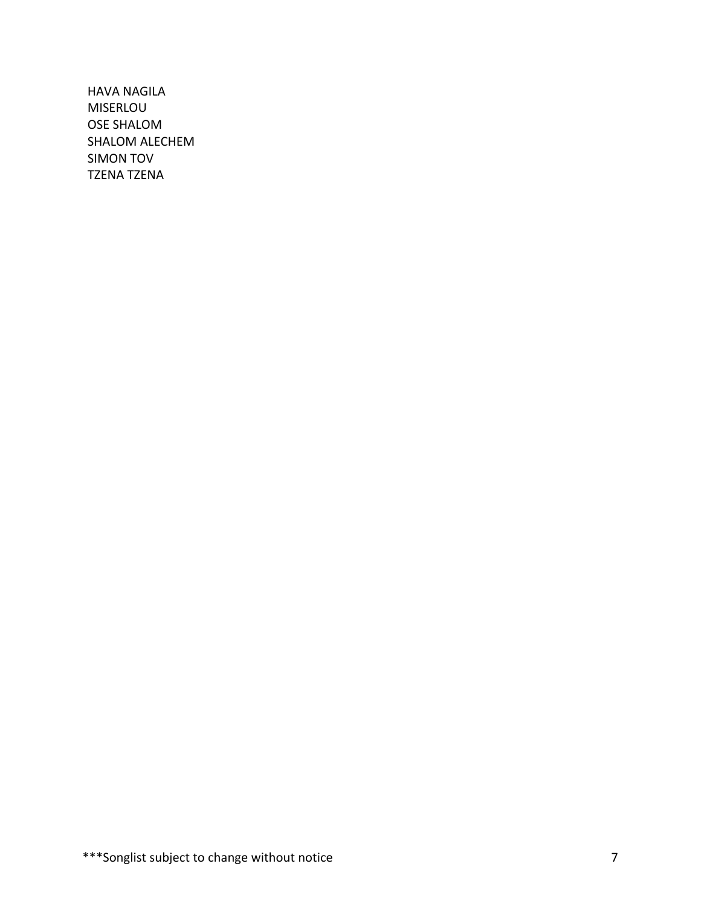HAVA NAGILA
MISERLOU
OSE SHALOM
SHALOM ALECHEM
SIMON TOV
TZENA TZENA